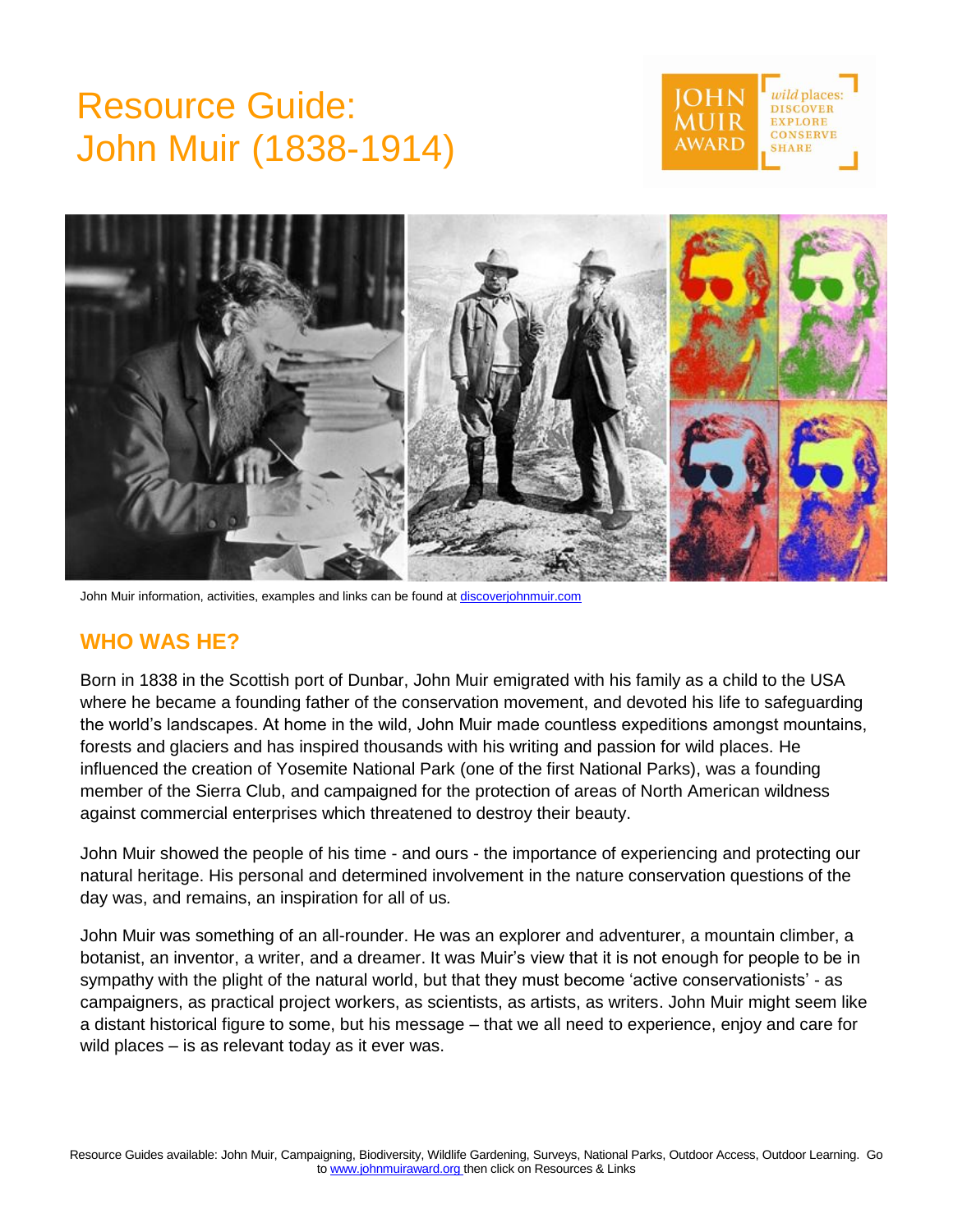# Resource Guide: John Muir (1838-1914)

John Muir information, activities, examples and links can be found at discoverjohnmuir.com

## WHO WAS HE?

Born in 1838 in the Scottish port of Dunbar, John Muir emigrated with his family as a child to the USA where he became a founding father of the conservation movement, and devoted his life to safeguarding the world's landscapes. At home in the wild, John Muir made countless expeditions amongst mountains, forests and glaciers and has inspired thousands with his writing and passion for wild places. He influenced the creation of Yosemite National Park (one of the first National Parks), was a founding member of the Sierra Club, and campaigned for the protection of areas of North American wildness against commercial enterprises which threatened to destroy their beauty.

John Muir showed the people of his time - and ours - the importance of experiencing and protecting our natural heritage. His personal and determined involvement in the nature conservation questions of the day was, and remains, an inspiration for all of us.

John Muir was something of an all-rounder. He was an explorer and adventurer, a mountain climber, a botanist, an inventor, a writer, and a dreamer. It was Muir's view that it is not enough for people to be in sympathy with the plight of the natural world, but that they must become 'active conservationists' - as campaigners, as practical project workers, as scientists, as artists, as writers. John Muir might seem like a distant historical figure to some, but his message – that we all need to experience, enjoy and care for wild places – is as relevant today as it ever was.

Resource Guides available: John Muir, Campaigning, Biodiversity, Wildlife Gardening, Surveys, National Parks, Outdoor Access, Outdoor Learning. Go to www.johnmuiraward.org then click on Resources & Links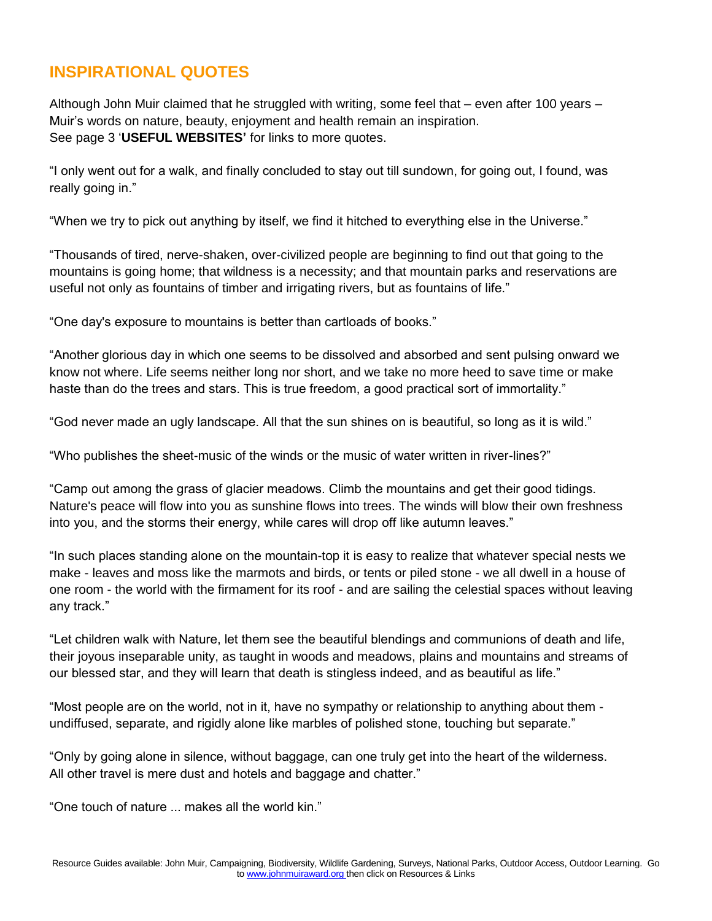## INSPIRATIONAL QUOTES

Although John Muir claimed that he struggled with writing, some feel that – even after 100 years – Muir's words on nature, beauty, enjoyment and health remain an inspiration.
See page 3 '**USEFUL WEBSITES'** for links to more quotes.

"I only went out for a walk, and finally concluded to stay out till sundown, for going out, I found, was really going in."

"When we try to pick out anything by itself, we find it hitched to everything else in the Universe."

"Thousands of tired, nerve-shaken, over-civilized people are beginning to find out that going to the mountains is going home; that wildness is a necessity; and that mountain parks and reservations are useful not only as fountains of timber and irrigating rivers, but as fountains of life."

"One day's exposure to mountains is better than cartloads of books."

"Another glorious day in which one seems to be dissolved and absorbed and sent pulsing onward we know not where. Life seems neither long nor short, and we take no more heed to save time or make haste than do the trees and stars. This is true freedom, a good practical sort of immortality."

"God never made an ugly landscape. All that the sun shines on is beautiful, so long as it is wild."

"Who publishes the sheet-music of the winds or the music of water written in river-lines?"

"Camp out among the grass of glacier meadows. Climb the mountains and get their good tidings. Nature's peace will flow into you as sunshine flows into trees. The winds will blow their own freshness into you, and the storms their energy, while cares will drop off like autumn leaves."

"In such places standing alone on the mountain-top it is easy to realize that whatever special nests we make - leaves and moss like the marmots and birds, or tents or piled stone - we all dwell in a house of one room - the world with the firmament for its roof - and are sailing the celestial spaces without leaving any track."

"Let children walk with Nature, let them see the beautiful blendings and communions of death and life, their joyous inseparable unity, as taught in woods and meadows, plains and mountains and streams of our blessed star, and they will learn that death is stingless indeed, and as beautiful as life."

"Most people are on the world, not in it, have no sympathy or relationship to anything about them - undiffused, separate, and rigidly alone like marbles of polished stone, touching but separate."

"Only by going alone in silence, without baggage, can one truly get into the heart of the wilderness. All other travel is mere dust and hotels and baggage and chatter."

"One touch of nature ... makes all the world kin."

Resource Guides available: John Muir, Campaigning, Biodiversity, Wildlife Gardening, Surveys, National Parks, Outdoor Access, Outdoor Learning. Go to www.johnmuiraward.org then click on Resources & Links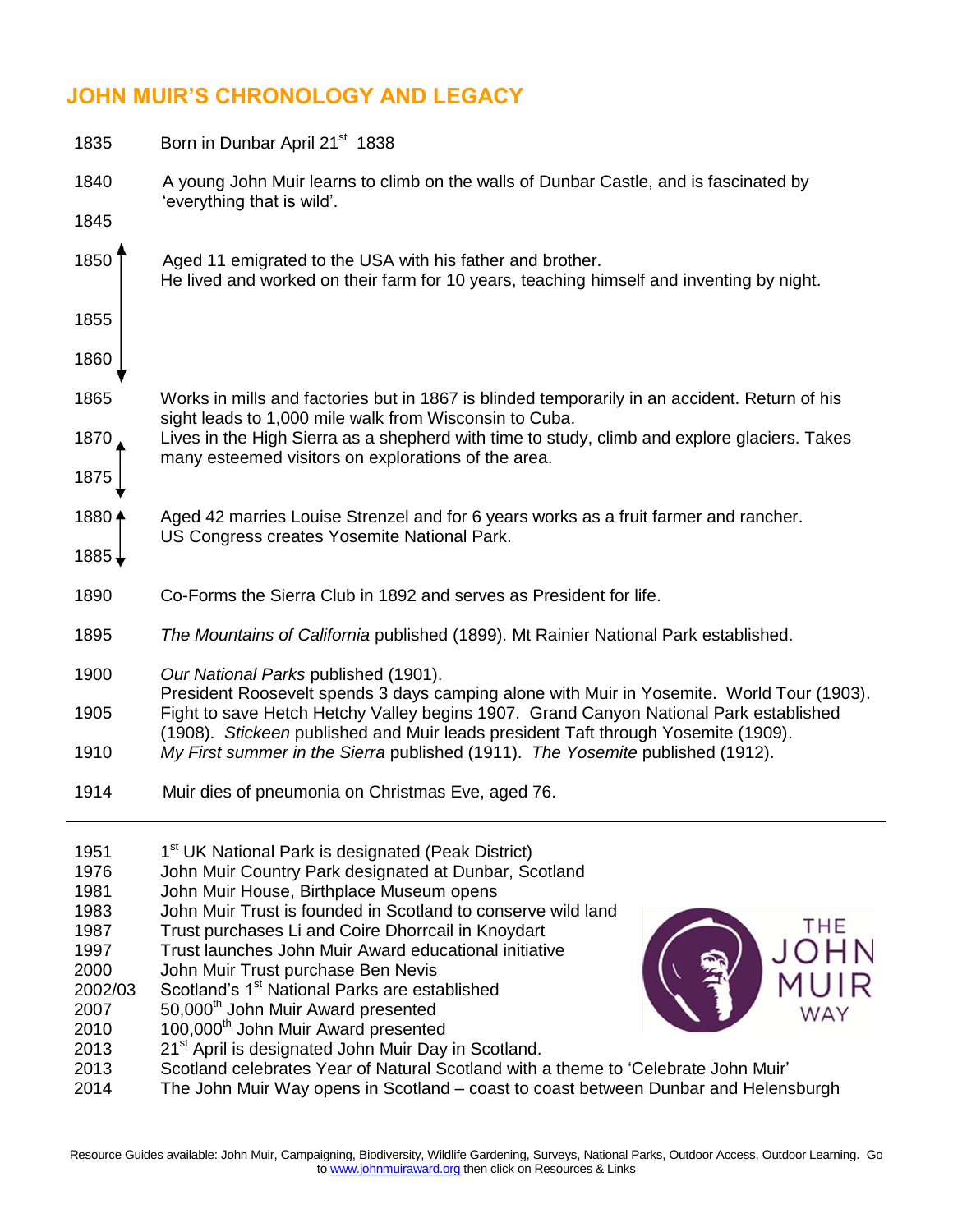## JOHN MUIR'S CHRONOLOGY AND LEGACY

| | |
|---|---|
| 1835 | Born in Dunbar April 21st 1838 |
| 1840 | A young John Muir learns to climb on the walls of Dunbar Castle, and is fascinated by 'everything that is wild'. |
| 1845 | |
| 1850 | Aged 11 emigrated to the USA with his father and brother. He lived and worked on their farm for 10 years, teaching himself and inventing by night. |
| 1855 | |
| 1860 | |
| 1865 | Works in mills and factories but in 1867 is blinded temporarily in an accident. Return of his sight leads to 1,000 mile walk from Wisconsin to Cuba. |
| 1870 | Lives in the High Sierra as a shepherd with time to study, climb and explore glaciers. Takes many esteemed visitors on explorations of the area. |
| 1875 | |
| 1880 | Aged 42 marries Louise Strenzel and for 6 years works as a fruit farmer and rancher. US Congress creates Yosemite National Park. |
| 1885 | |
| 1890 | Co-Forms the Sierra Club in 1892 and serves as President for life. |
| 1895 | *The Mountains of California* published (1899). Mt Rainier National Park established. |
| 1900 | *Our National Parks* published (1901). President Roosevelt spends 3 days camping alone with Muir in Yosemite. World Tour (1903). |
| 1905 | Fight to save Hetch Hetchy Valley begins 1907. Grand Canyon National Park established (1908). *Stickeen* published and Muir leads president Taft through Yosemite (1909). |
| 1910 | *My First summer in the Sierra* published (1911). *The Yosemite* published (1912). |
| 1914 | Muir dies of pneumonia on Christmas Eve, aged 76. |

---

| | |
|---|---|
| 1951 | 1st UK National Park is designated (Peak District) |
| 1976 | John Muir Country Park designated at Dunbar, Scotland |
| 1981 | John Muir House, Birthplace Museum opens |
| 1983 | John Muir Trust is founded in Scotland to conserve wild land |
| 1987 | Trust purchases Li and Coire Dhorrcail in Knoydart |
| 1997 | Trust launches John Muir Award educational initiative |
| 2000 | John Muir Trust purchase Ben Nevis |
| 2002/03 | Scotland's 1st National Parks are established |
| 2007 | 50,000th John Muir Award presented |
| 2010 | 100,000th John Muir Award presented |
| 2013 | 21st April is designated John Muir Day in Scotland. |
| 2013 | Scotland celebrates Year of Natural Scotland with a theme to 'Celebrate John Muir' |
| 2014 | The John Muir Way opens in Scotland – coast to coast between Dunbar and Helensburgh |

THE JOHN MUIR WAY

Resource Guides available: John Muir, Campaigning, Biodiversity, Wildlife Gardening, Surveys, National Parks, Outdoor Access, Outdoor Learning. Go to www.johnmuiraward.org then click on Resources & Links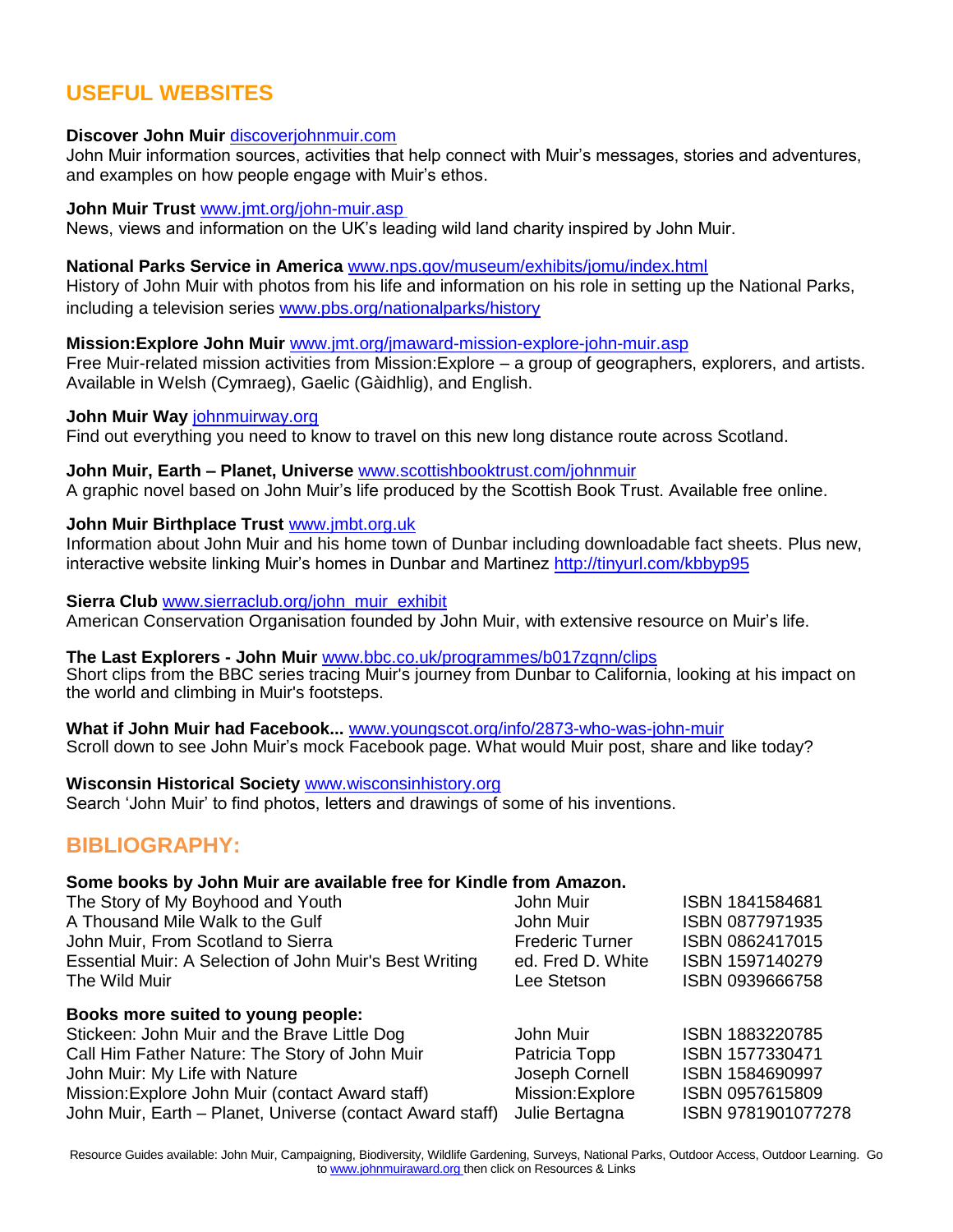## USEFUL WEBSITES

**Discover John Muir** discoverjohnmuir.com
John Muir information sources, activities that help connect with Muir's messages, stories and adventures, and examples on how people engage with Muir's ethos.

**John Muir Trust** www.jmt.org/john-muir.asp
News, views and information on the UK's leading wild land charity inspired by John Muir.

**National Parks Service in America** www.nps.gov/museum/exhibits/jomu/index.html
History of John Muir with photos from his life and information on his role in setting up the National Parks, including a television series www.pbs.org/nationalparks/history

**Mission:Explore John Muir** www.jmt.org/jmaward-mission-explore-john-muir.asp
Free Muir-related mission activities from Mission:Explore – a group of geographers, explorers, and artists. Available in Welsh (Cymraeg), Gaelic (Gàidhlig), and English.

**John Muir Way** johnmuirway.org
Find out everything you need to know to travel on this new long distance route across Scotland.

**John Muir, Earth – Planet, Universe** www.scottishbooktrust.com/johnmuir
A graphic novel based on John Muir's life produced by the Scottish Book Trust. Available free online.

**John Muir Birthplace Trust** www.jmbt.org.uk
Information about John Muir and his home town of Dunbar including downloadable fact sheets. Plus new, interactive website linking Muir's homes in Dunbar and Martinez http://tinyurl.com/kbbyp95

**Sierra Club** www.sierraclub.org/john_muir_exhibit
American Conservation Organisation founded by John Muir, with extensive resource on Muir's life.

**The Last Explorers - John Muir** www.bbc.co.uk/programmes/b017zqnn/clips
Short clips from the BBC series tracing Muir's journey from Dunbar to California, looking at his impact on the world and climbing in Muir's footsteps.

**What if John Muir had Facebook...** www.youngscot.org/info/2873-who-was-john-muir
Scroll down to see John Muir's mock Facebook page. What would Muir post, share and like today?

**Wisconsin Historical Society** www.wisconsinhistory.org
Search 'John Muir' to find photos, letters and drawings of some of his inventions.

## BIBLIOGRAPHY:

**Some books by John Muir are available free for Kindle from Amazon.**

| | | |
|---|---|---|
| The Story of My Boyhood and Youth | John Muir | ISBN 1841584681 |
| A Thousand Mile Walk to the Gulf | John Muir | ISBN 0877971935 |
| John Muir, From Scotland to Sierra | Frederic Turner | ISBN 0862417015 |
| Essential Muir: A Selection of John Muir's Best Writing | ed. Fred D. White | ISBN 1597140279 |
| The Wild Muir | Lee Stetson | ISBN 0939666758 |

**Books more suited to young people:**

| | | |
|---|---|---|
| Stickeen: John Muir and the Brave Little Dog | John Muir | ISBN 1883220785 |
| Call Him Father Nature: The Story of John Muir | Patricia Topp | ISBN 1577330471 |
| John Muir: My Life with Nature | Joseph Cornell | ISBN 1584690997 |
| Mission:Explore John Muir (contact Award staff) | Mission:Explore | ISBN 0957615809 |
| John Muir, Earth – Planet, Universe (contact Award staff) | Julie Bertagna | ISBN 9781901077278 |

Resource Guides available: John Muir, Campaigning, Biodiversity, Wildlife Gardening, Surveys, National Parks, Outdoor Access, Outdoor Learning. Go to www.johnmuiraward.org then click on Resources & Links